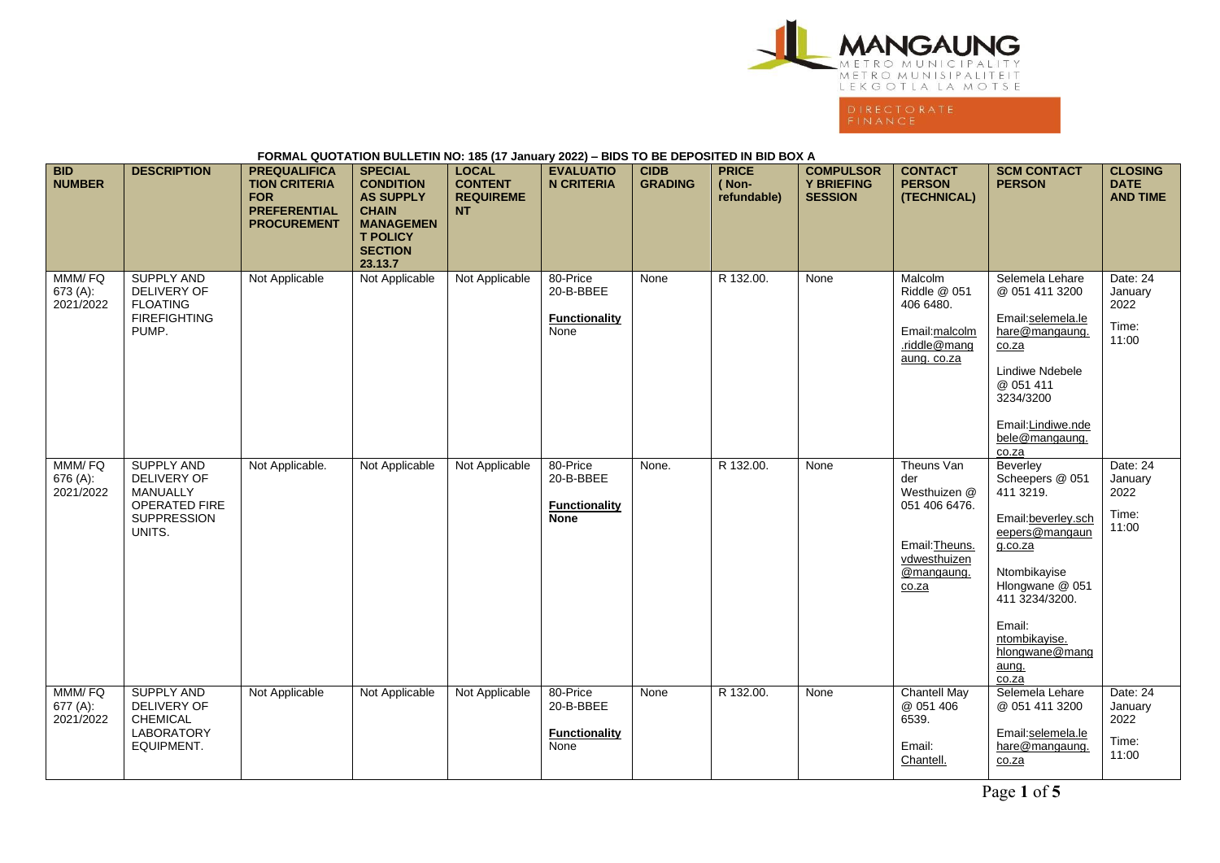MANGAUNG
METRO MUNICIPALITY
METRO MUNISIPALITEIT
LEKGOTLA LA MOTSE

DIRECTORATE FINANCE

**FORMAL QUOTATION BULLETIN NO: 185 (17 January 2022) – BIDS TO BE DEPOSITED IN BID BOX A**

| BID NUMBER | DESCRIPTION | PREQUALIFICATION CRITERIA FOR PREFERENTIAL PROCUREMENT | SPECIAL CONDITION AS SUPPLY CHAIN MANAGEMENT POLICY SECTION 23.13.7 | LOCAL CONTENT REQUIREMENT | EVALUATION CRITERIA | CIDB GRADING | PRICE (Non-refundable) | COMPULSORY BRIEFING SESSION | CONTACT PERSON (TECHNICAL) | SCM CONTACT PERSON | CLOSING DATE AND TIME |
|---|---|---|---|---|---|---|---|---|---|---|---|
| MMM/ FQ 673 (A): 2021/2022 | SUPPLY AND DELIVERY OF FLOATING FIREFIGHTING PUMP. | Not Applicable | Not Applicable | Not Applicable | 80-Price 20-B-BBEE **Functionality** None | None | R 132.00. | None | Malcolm Riddle @ 051 406 6480. Email:malcolm.riddle@mangaung. co.za | Selemela Lehare @ 051 411 3200 Email:selemela.lehare@mangaung.co.za Lindiwe Ndebele @ 051 411 3234/3200 Email:Lindiwe.ndebele@mangaung.co.za | Date: 24 January 2022 Time: 11:00 |
| MMM/ FQ 676 (A): 2021/2022 | SUPPLY AND DELIVERY OF MANUALLY OPERATED FIRE SUPPRESSION UNITS. | Not Applicable. | Not Applicable | Not Applicable | 80-Price 20-B-BBEE **Functionality** **None** | None. | R 132.00. | None | Theuns Van der Westhuizen @ 051 406 6476. Email:Theuns.vdwesthuizen@mangaung.co.za | Beverley Scheepers @ 051 411 3219. Email:beverley.scheepers@mangaung.co.za Ntombikayise Hlongwane @ 051 411 3234/3200. Email: ntombikayise.hlongwane@mangaung.co.za | Date: 24 January 2022 Time: 11:00 |
| MMM/ FQ 677 (A): 2021/2022 | SUPPLY AND DELIVERY OF CHEMICAL LABORATORY EQUIPMENT. | Not Applicable | Not Applicable | Not Applicable | 80-Price 20-B-BBEE **Functionality** None | None | R 132.00. | None | Chantell May @ 051 406 6539. Email: Chantell. | Selemela Lehare @ 051 411 3200 Email:selemela.lehare@mangaung.co.za | Date: 24 January 2022 Time: 11:00 |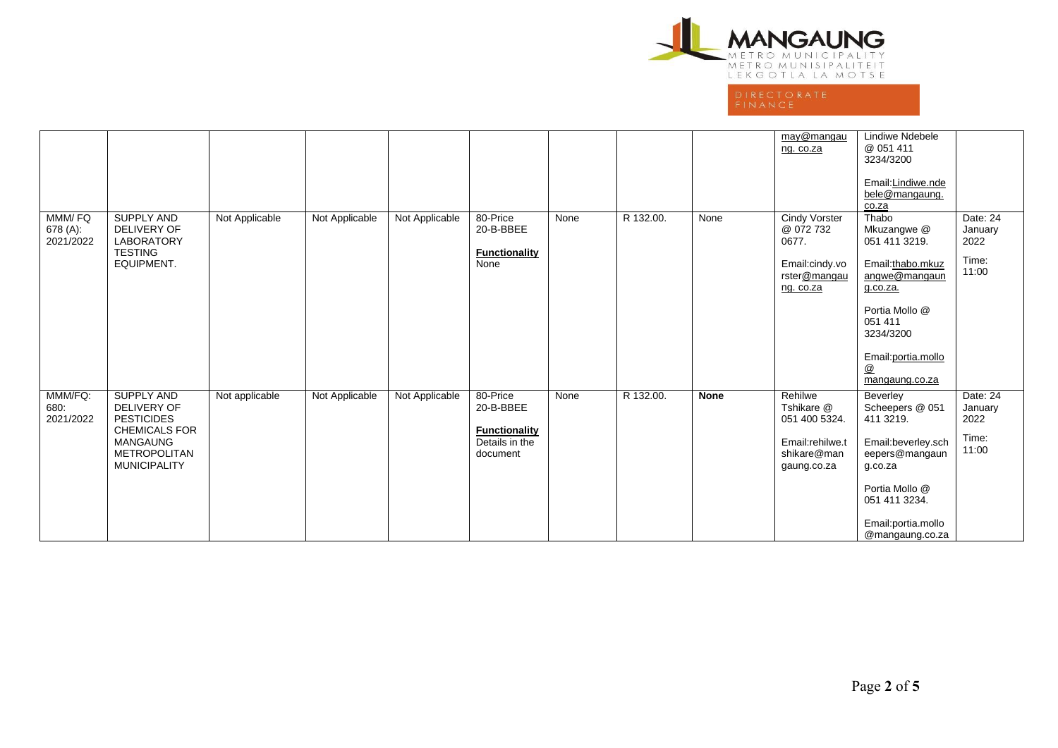|  |  |  |  |  |  |  |  |  |  |  |  |
|---|---|---|---|---|---|---|---|---|---|---|---|
|  |  |  |  |  |  |  |  |  | may@mangaung. co.za | Lindiwe Ndebele @ 051 411 3234/3200<br><br>Email:Lindiwe.ndebele@mangaung.co.za |  |
| MMM/ FQ 678 (A): 2021/2022 | SUPPLY AND DELIVERY OF LABORATORY TESTING EQUIPMENT. | Not Applicable | Not Applicable | Not Applicable | 80-Price<br>20-B-BBEE<br><br>**Functionality**<br>None | None | R 132.00. | None | Cindy Vorster @ 072 732 0677.<br><br>Email:cindy.vorster@mangaung. co.za | Thabo Mkuzangwe @ 051 411 3219.<br><br>Email:thabo.mkuzangwe@mangaung.co.za.<br><br>Portia Mollo @ 051 411 3234/3200<br><br>Email:portia.mollo @ mangaung.co.za | Date: 24 January 2022<br><br>Time: 11:00 |
| MMM/FQ: 680: 2021/2022 | SUPPLY AND DELIVERY OF PESTICIDES CHEMICALS FOR MANGAUNG METROPOLITAN MUNICIPALITY | Not applicable | Not Applicable | Not Applicable | 80-Price<br>20-B-BBEE<br><br>**Functionality**<br>Details in the document | None | R 132.00. | **None** | Rehilwe Tshikare @ 051 400 5324.<br><br>Email:rehilwe.tshikare@mangaung.co.za | Beverley Scheepers @ 051 411 3219.<br><br>Email:beverley.scheepers@mangaung.co.za<br><br>Portia Mollo @ 051 411 3234.<br><br>Email:portia.mollo@mangaung.co.za | Date: 24 January 2022<br><br>Time: 11:00 |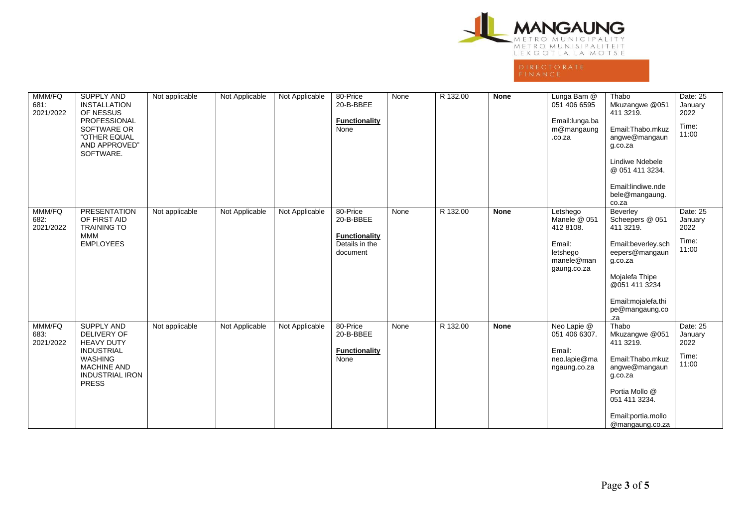| MMM/FQ 681: 2021/2022 | SUPPLY AND INSTALLATION OF NESSUS PROFESSIONAL SOFTWARE OR "OTHER EQUAL AND APPROVED" SOFTWARE. | Not applicable | Not Applicable | Not Applicable | 80-Price 20-B-BBEE **Functionality** None | None | R 132.00 | **None** | Lunga Bam @ 051 406 6595 Email:lunga.bam@mangaung.co.za | Thabo Mkuzangwe @051 411 3219. Email:Thabo.mkuzangwe@mangaung.co.za Lindiwe Ndebele @ 051 411 3234. Email:lindiwe.ndebele@mangaung.co.za | Date: 25 January 2022 Time: 11:00 |
|---|---|---|---|---|---|---|---|---|---|---|---|
| MMM/FQ 682: 2021/2022 | PRESENTATION OF FIRST AID TRAINING TO MMM EMPLOYEES | Not applicable | Not Applicable | Not Applicable | 80-Price 20-B-BBEE **Functionality** Details in the document | None | R 132.00 | **None** | Letshego Manele @ 051 412 8108. Email: letshego manele@mangaung.co.za | Beverley Scheepers @ 051 411 3219. Email:beverley.scheepers@mangaung.co.za Mojalefa Thipe @051 411 3234 Email:mojalefa.thipe@mangaung.co.za | Date: 25 January 2022 Time: 11:00 |
| MMM/FQ 683: 2021/2022 | SUPPLY AND DELIVERY OF HEAVY DUTY INDUSTRIAL WASHING MACHINE AND INDUSTRIAL IRON PRESS | Not applicable | Not Applicable | Not Applicable | 80-Price 20-B-BBEE **Functionality** None | None | R 132.00 | **None** | Neo Lapie @ 051 406 6307. Email: neo.lapie@mangaung.co.za | Thabo Mkuzangwe @051 411 3219. Email:Thabo.mkuzangwe@mangaung.co.za Portia Mollo @ 051 411 3234. Email:portia.mollo@mangaung.co.za | Date: 25 January 2022 Time: 11:00 |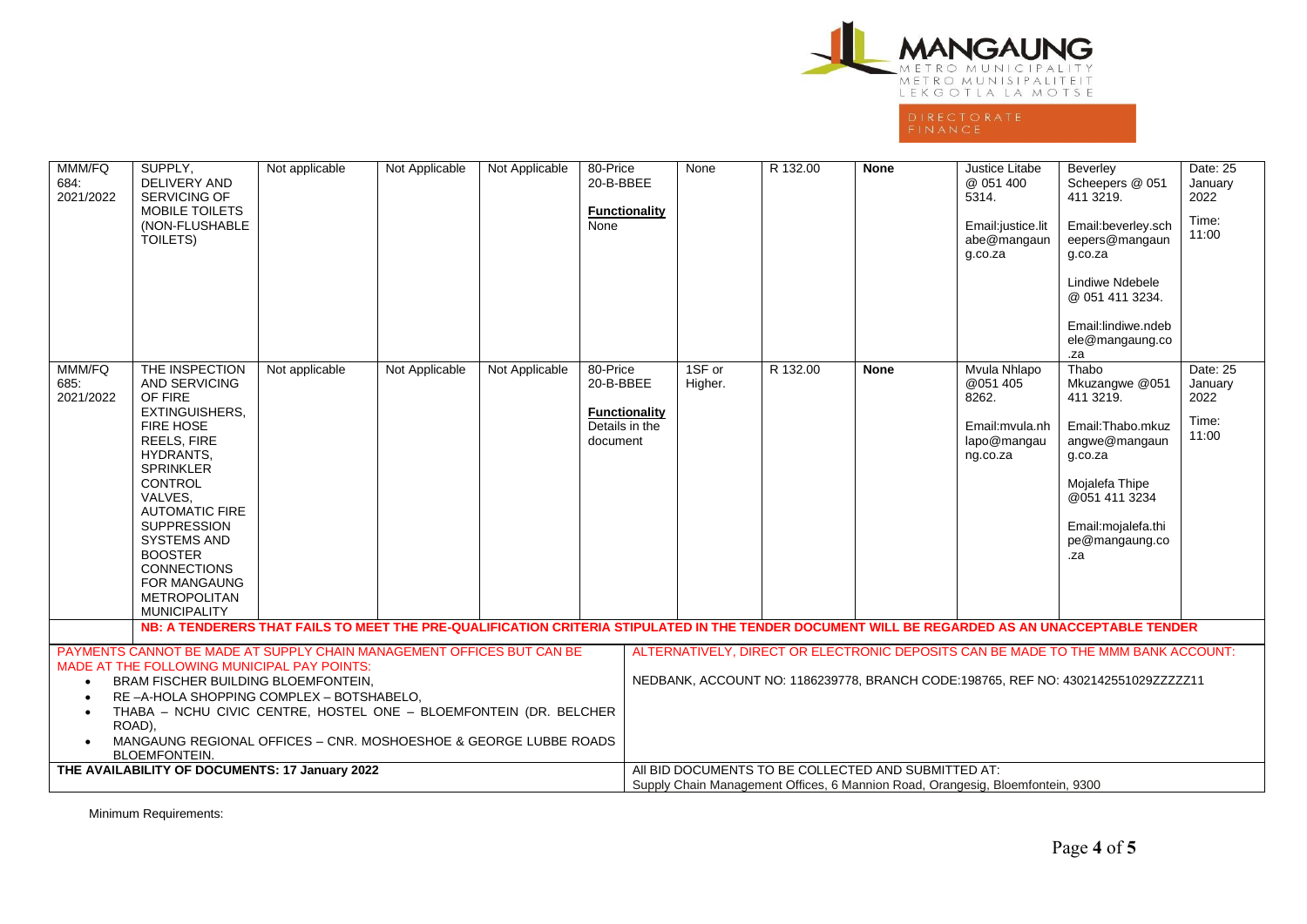| MMM/FQ 684: 2021/2022 | SUPPLY, DELIVERY AND SERVICING OF MOBILE TOILETS (NON-FLUSHABLE TOILETS) | Not applicable | Not Applicable | Not Applicable | 80-Price 20-B-BBEE **Functionality** None | None | R 132.00 | **None** | Justice Litabe @ 051 400 5314. Email:justice.litabe@mangaung.co.za | Beverley Scheepers @ 051 411 3219. Email:beverley.scheepers@mangaung.co.za Lindiwe Ndebele @ 051 411 3234. Email:lindiwe.ndebele@mangaung.co.za | Date: 25 January 2022 Time: 11:00 |
|---|---|---|---|---|---|---|---|---|---|---|---|
| MMM/FQ 685: 2021/2022 | THE INSPECTION AND SERVICING OF FIRE EXTINGUISHERS, FIRE HOSE REELS, FIRE HYDRANTS, SPRINKLER CONTROL VALVES, AUTOMATIC FIRE SUPPRESSION SYSTEMS AND BOOSTER CONNECTIONS FOR MANGAUNG METROPOLITAN MUNICIPALITY | Not applicable | Not Applicable | Not Applicable | 80-Price 20-B-BBEE **Functionality** Details in the document | 1SF or Higher. | R 132.00 | **None** | Mvula Nhlapo @051 405 8262. Email:mvula.nhlapo@mangaung.co.za | Thabo Mkuzangwe @051 411 3219. Email:Thabo.mkuzangwe@mangaung.co.za Mojalefa Thipe @051 411 3234 Email:mojalefa.thipe@mangaung.co.za | Date: 25 January 2022 Time: 11:00 |

**NB: A TENDERERS THAT FAILS TO MEET THE PRE-QUALIFICATION CRITERIA STIPULATED IN THE TENDER DOCUMENT WILL BE REGARDED AS AN UNACCEPTABLE TENDER**

| PAYMENTS CANNOT BE MADE AT SUPPLY CHAIN MANAGEMENT OFFICES BUT CAN BE MADE AT THE FOLLOWING MUNICIPAL PAY POINTS: | ALTERNATIVELY, DIRECT OR ELECTRONIC DEPOSITS CAN BE MADE TO THE MMM BANK ACCOUNT: |
|---|---|
| • BRAM FISCHER BUILDING BLOEMFONTEIN, • RE –A-HOLA SHOPPING COMPLEX – BOTSHABELO, • THABA – NCHU CIVIC CENTRE, HOSTEL ONE – BLOEMFONTEIN (DR. BELCHER ROAD), • MANGAUNG REGIONAL OFFICES – CNR. MOSHOESHOE & GEORGE LUBBE ROADS BLOEMFONTEIN. | NEDBANK, ACCOUNT NO: 1186239778, BRANCH CODE:198765, REF NO: 4302142551029ZZZZZ11 |
| **THE AVAILABILITY OF DOCUMENTS: 17 January 2022** | All BID DOCUMENTS TO BE COLLECTED AND SUBMITTED AT: Supply Chain Management Offices, 6 Mannion Road, Orangesig, Bloemfontein, 9300 |

Minimum Requirements: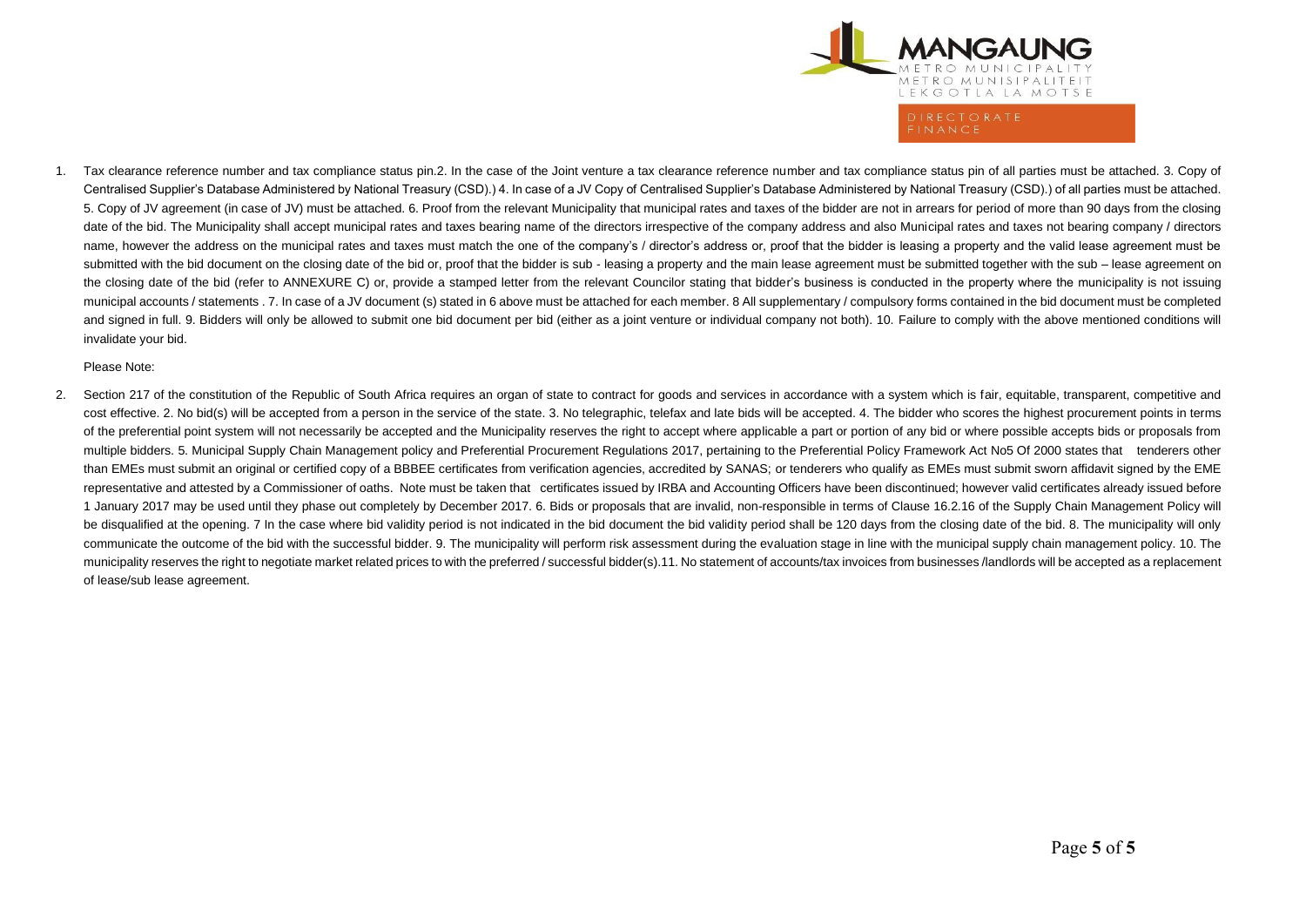1. Tax clearance reference number and tax compliance status pin.2. In the case of the Joint venture a tax clearance reference number and tax compliance status pin of all parties must be attached. 3. Copy of Centralised Supplier's Database Administered by National Treasury (CSD).) 4. In case of a JV Copy of Centralised Supplier's Database Administered by National Treasury (CSD).) of all parties must be attached. 5. Copy of JV agreement (in case of JV) must be attached. 6. Proof from the relevant Municipality that municipal rates and taxes of the bidder are not in arrears for period of more than 90 days from the closing date of the bid. The Municipality shall accept municipal rates and taxes bearing name of the directors irrespective of the company address and also Municipal rates and taxes not bearing company / directors name, however the address on the municipal rates and taxes must match the one of the company's / director's address or, proof that the bidder is leasing a property and the valid lease agreement must be submitted with the bid document on the closing date of the bid or, proof that the bidder is sub - leasing a property and the main lease agreement must be submitted together with the sub – lease agreement on the closing date of the bid (refer to ANNEXURE C) or, provide a stamped letter from the relevant Councilor stating that bidder's business is conducted in the property where the municipality is not issuing municipal accounts / statements . 7. In case of a JV document (s) stated in 6 above must be attached for each member. 8 All supplementary / compulsory forms contained in the bid document must be completed and signed in full. 9. Bidders will only be allowed to submit one bid document per bid (either as a joint venture or individual company not both). 10. Failure to comply with the above mentioned conditions will invalidate your bid.

   Please Note:

2. Section 217 of the constitution of the Republic of South Africa requires an organ of state to contract for goods and services in accordance with a system which is fair, equitable, transparent, competitive and cost effective. 2. No bid(s) will be accepted from a person in the service of the state. 3. No telegraphic, telefax and late bids will be accepted. 4. The bidder who scores the highest procurement points in terms of the preferential point system will not necessarily be accepted and the Municipality reserves the right to accept where applicable a part or portion of any bid or where possible accepts bids or proposals from multiple bidders. 5. Municipal Supply Chain Management policy and Preferential Procurement Regulations 2017, pertaining to the Preferential Policy Framework Act No5 Of 2000 states that tenderers other than EMEs must submit an original or certified copy of a BBBEE certificates from verification agencies, accredited by SANAS; or tenderers who qualify as EMEs must submit sworn affidavit signed by the EME representative and attested by a Commissioner of oaths. Note must be taken that certificates issued by IRBA and Accounting Officers have been discontinued; however valid certificates already issued before 1 January 2017 may be used until they phase out completely by December 2017. 6. Bids or proposals that are invalid, non-responsible in terms of Clause 16.2.16 of the Supply Chain Management Policy will be disqualified at the opening. 7 In the case where bid validity period is not indicated in the bid document the bid validity period shall be 120 days from the closing date of the bid. 8. The municipality will only communicate the outcome of the bid with the successful bidder. 9. The municipality will perform risk assessment during the evaluation stage in line with the municipal supply chain management policy. 10. The municipality reserves the right to negotiate market related prices to with the preferred / successful bidder(s).11. No statement of accounts/tax invoices from businesses /landlords will be accepted as a replacement of lease/sub lease agreement.